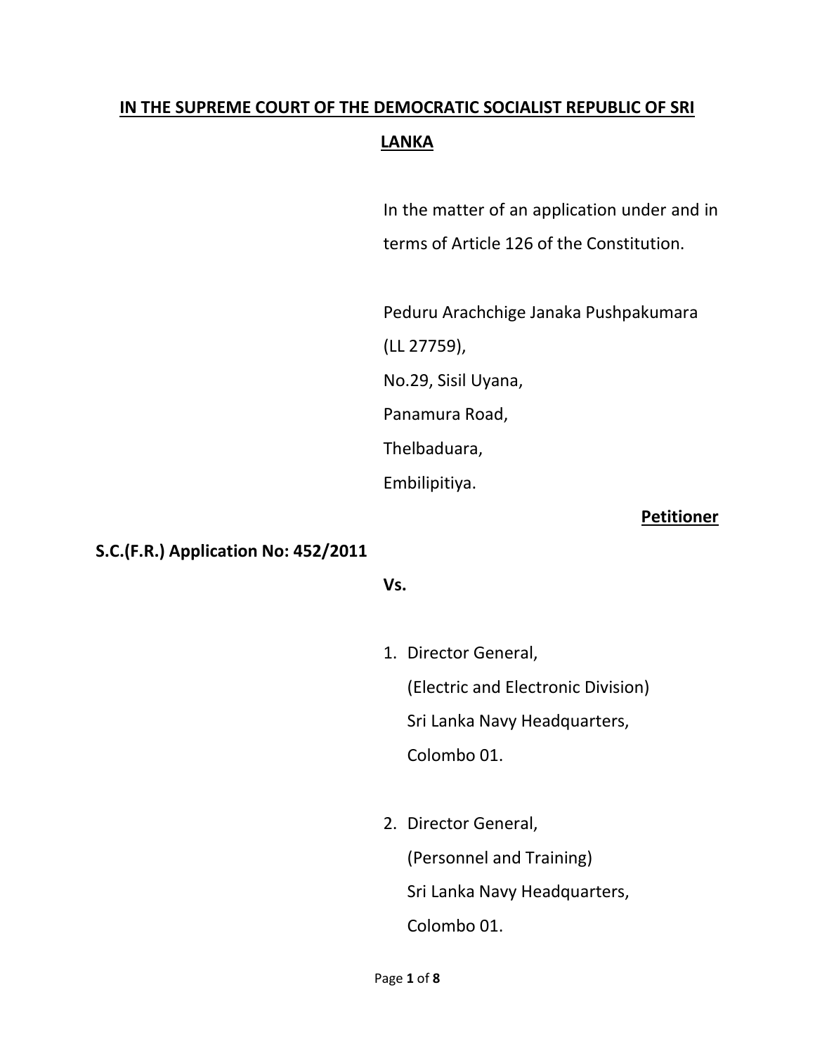**IN THE SUPREME COURT OF THE DEMOCRATIC SOCIALIST REPUBLIC OF SRI LANKA**

In the matter of an application under and in terms of Article 126 of the Constitution.

Peduru Arachchige Janaka Pushpakumara
(LL 27759),
No.29, Sisil Uyana,
Panamura Road,
Thelbaduara,
Embilipitiya.

**Petitioner**

**S.C.(F.R.) Application No: 452/2011**

**Vs.**

1. Director General,
   (Electric and Electronic Division)
   Sri Lanka Navy Headquarters,
   Colombo 01.

2. Director General,
   (Personnel and Training)
   Sri Lanka Navy Headquarters,
   Colombo 01.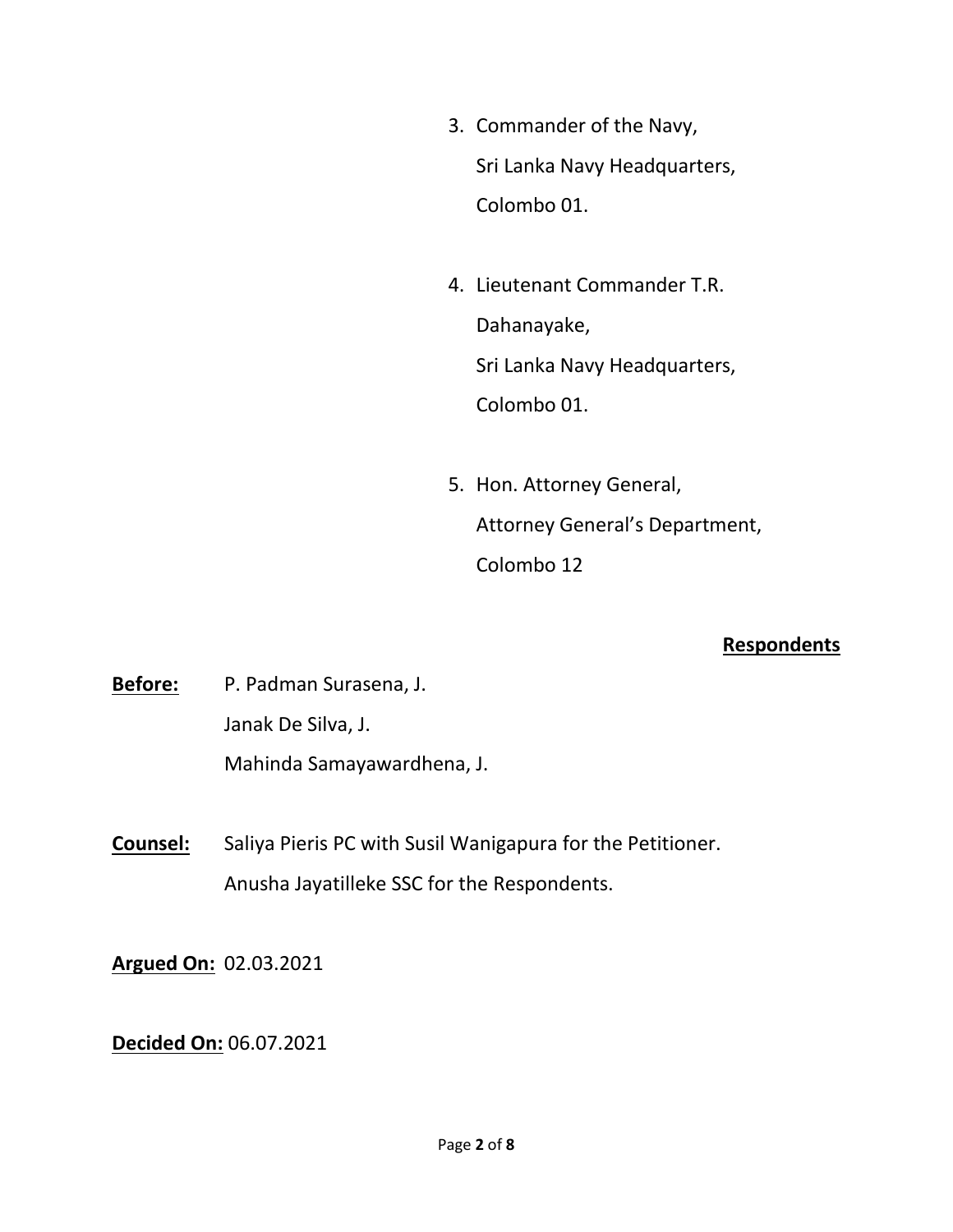3. Commander of the Navy,
   Sri Lanka Navy Headquarters,
   Colombo 01.

4. Lieutenant Commander T.R. Dahanayake,
   Sri Lanka Navy Headquarters,
   Colombo 01.

5. Hon. Attorney General,
   Attorney General's Department,
   Colombo 12

**Respondents**

**Before:** P. Padman Surasena, J.
Janak De Silva, J.
Mahinda Samayawardhena, J.

**Counsel:** Saliya Pieris PC with Susil Wanigapura for the Petitioner.
Anusha Jayatilleke SSC for the Respondents.

**Argued On:** 02.03.2021

**Decided On:** 06.07.2021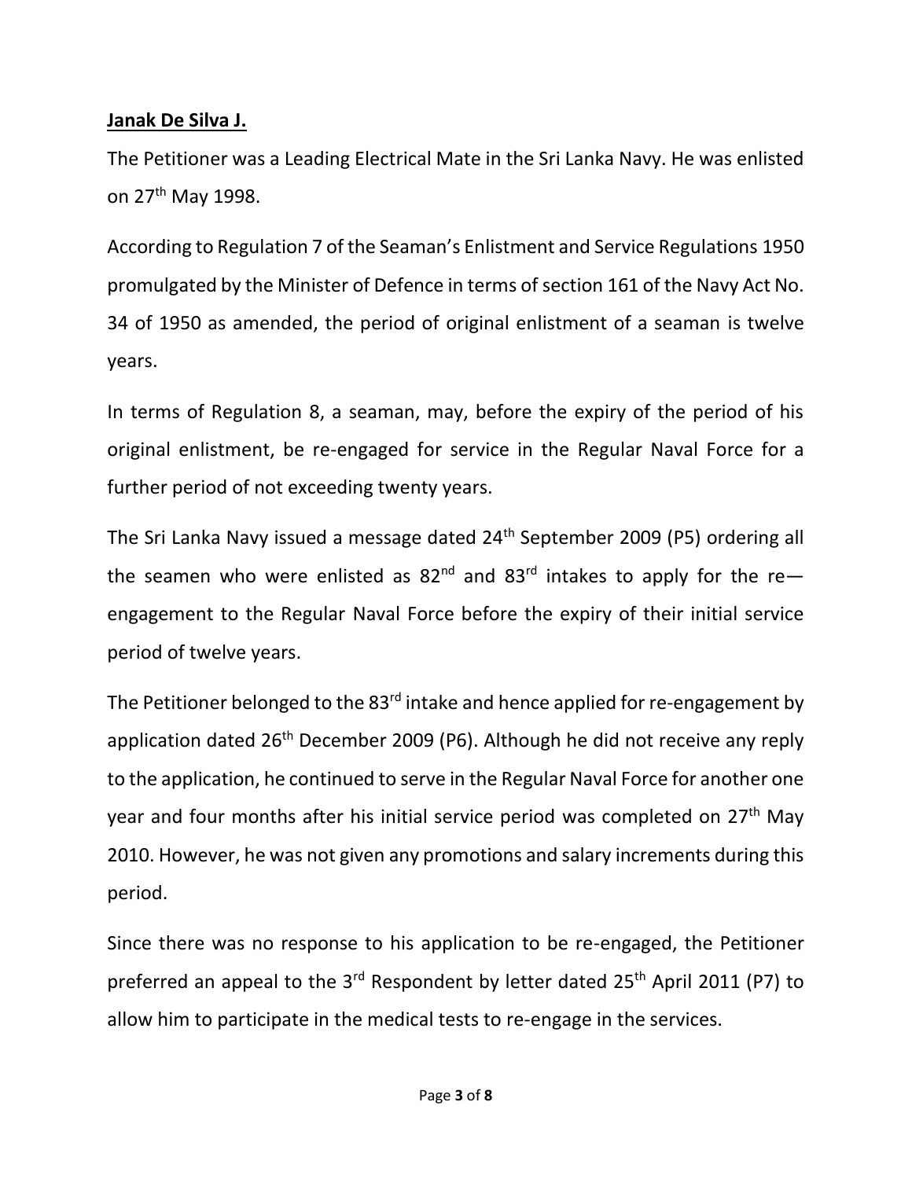**Janak De Silva J.**

The Petitioner was a Leading Electrical Mate in the Sri Lanka Navy. He was enlisted on 27th May 1998.

According to Regulation 7 of the Seaman's Enlistment and Service Regulations 1950 promulgated by the Minister of Defence in terms of section 161 of the Navy Act No. 34 of 1950 as amended, the period of original enlistment of a seaman is twelve years.

In terms of Regulation 8, a seaman, may, before the expiry of the period of his original enlistment, be re-engaged for service in the Regular Naval Force for a further period of not exceeding twenty years.

The Sri Lanka Navy issued a message dated 24th September 2009 (P5) ordering all the seamen who were enlisted as 82nd and 83rd intakes to apply for the re—engagement to the Regular Naval Force before the expiry of their initial service period of twelve years.

The Petitioner belonged to the 83rd intake and hence applied for re-engagement by application dated 26th December 2009 (P6). Although he did not receive any reply to the application, he continued to serve in the Regular Naval Force for another one year and four months after his initial service period was completed on 27th May 2010. However, he was not given any promotions and salary increments during this period.

Since there was no response to his application to be re-engaged, the Petitioner preferred an appeal to the 3rd Respondent by letter dated 25th April 2011 (P7) to allow him to participate in the medical tests to re-engage in the services.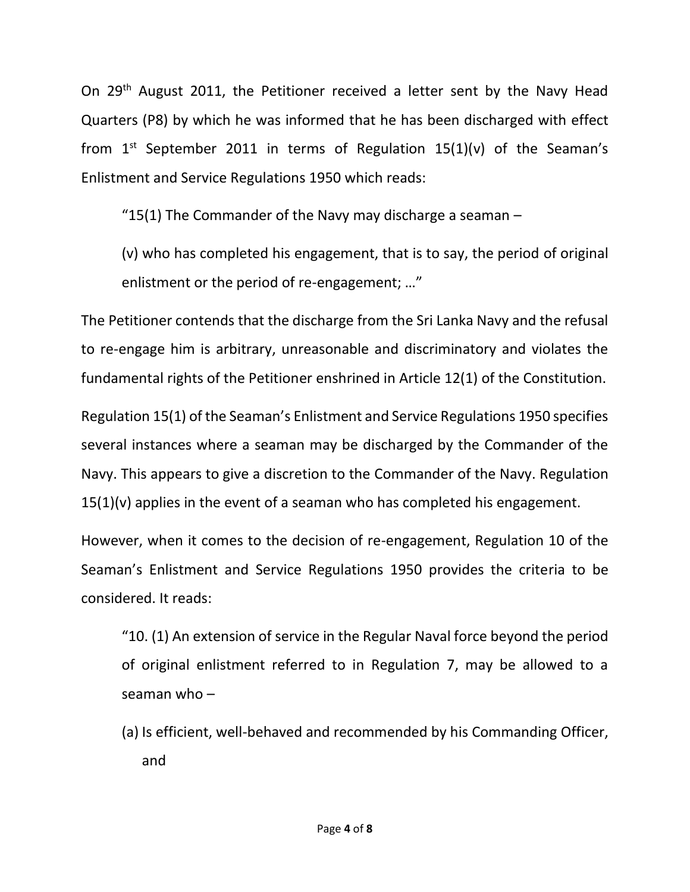On 29th August 2011, the Petitioner received a letter sent by the Navy Head Quarters (P8) by which he was informed that he has been discharged with effect from 1st September 2011 in terms of Regulation 15(1)(v) of the Seaman's Enlistment and Service Regulations 1950 which reads:

> "15(1) The Commander of the Navy may discharge a seaman –
>
> (v) who has completed his engagement, that is to say, the period of original enlistment or the period of re-engagement; …"

The Petitioner contends that the discharge from the Sri Lanka Navy and the refusal to re-engage him is arbitrary, unreasonable and discriminatory and violates the fundamental rights of the Petitioner enshrined in Article 12(1) of the Constitution.

Regulation 15(1) of the Seaman's Enlistment and Service Regulations 1950 specifies several instances where a seaman may be discharged by the Commander of the Navy. This appears to give a discretion to the Commander of the Navy. Regulation 15(1)(v) applies in the event of a seaman who has completed his engagement.

However, when it comes to the decision of re-engagement, Regulation 10 of the Seaman's Enlistment and Service Regulations 1950 provides the criteria to be considered. It reads:

> "10. (1) An extension of service in the Regular Naval force beyond the period of original enlistment referred to in Regulation 7, may be allowed to a seaman who –
>
> (a) Is efficient, well-behaved and recommended by his Commanding Officer, and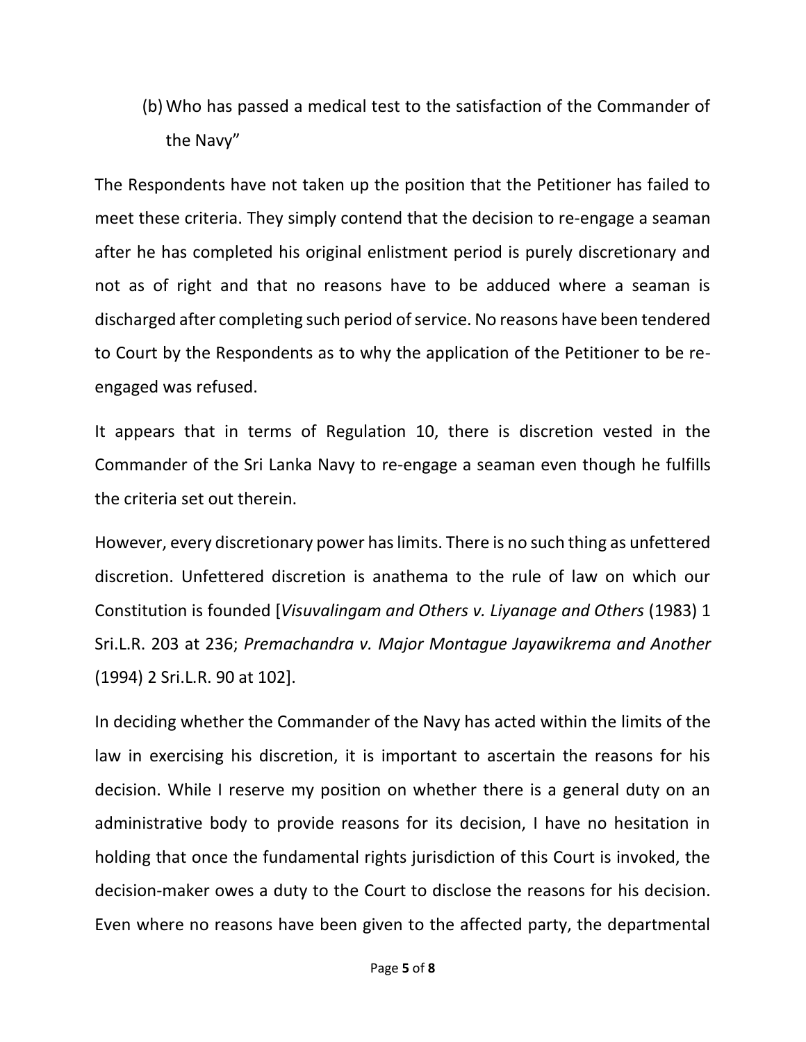(b) Who has passed a medical test to the satisfaction of the Commander of the Navy"

The Respondents have not taken up the position that the Petitioner has failed to meet these criteria. They simply contend that the decision to re-engage a seaman after he has completed his original enlistment period is purely discretionary and not as of right and that no reasons have to be adduced where a seaman is discharged after completing such period of service. No reasons have been tendered to Court by the Respondents as to why the application of the Petitioner to be re-engaged was refused.

It appears that in terms of Regulation 10, there is discretion vested in the Commander of the Sri Lanka Navy to re-engage a seaman even though he fulfills the criteria set out therein.

However, every discretionary power has limits. There is no such thing as unfettered discretion. Unfettered discretion is anathema to the rule of law on which our Constitution is founded [*Visuvalingam and Others v. Liyanage and Others* (1983) 1 Sri.L.R. 203 at 236; *Premachandra v. Major Montague Jayawikrema and Another* (1994) 2 Sri.L.R. 90 at 102].

In deciding whether the Commander of the Navy has acted within the limits of the law in exercising his discretion, it is important to ascertain the reasons for his decision. While I reserve my position on whether there is a general duty on an administrative body to provide reasons for its decision, I have no hesitation in holding that once the fundamental rights jurisdiction of this Court is invoked, the decision-maker owes a duty to the Court to disclose the reasons for his decision. Even where no reasons have been given to the affected party, the departmental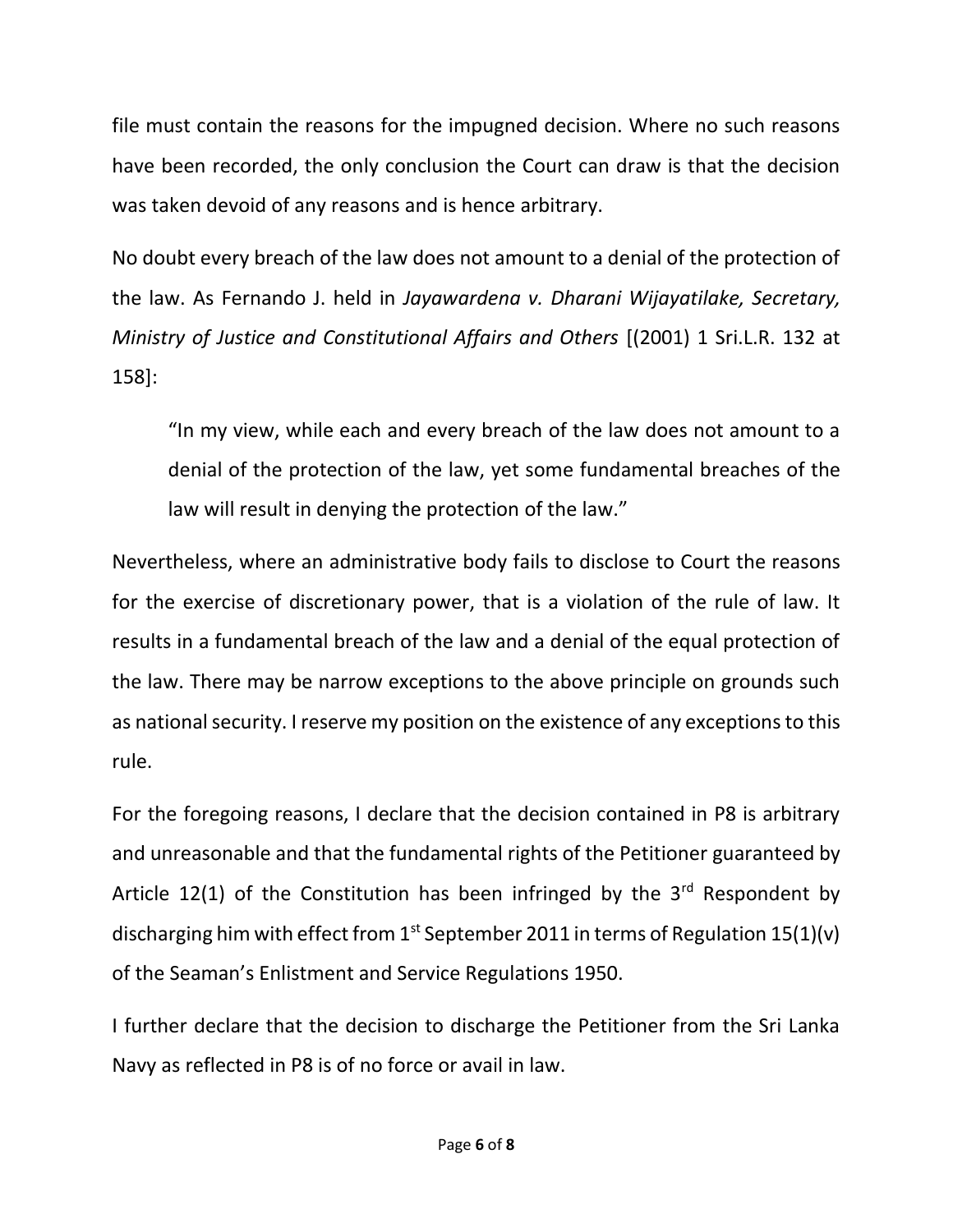file must contain the reasons for the impugned decision. Where no such reasons have been recorded, the only conclusion the Court can draw is that the decision was taken devoid of any reasons and is hence arbitrary.

No doubt every breach of the law does not amount to a denial of the protection of the law. As Fernando J. held in *Jayawardena v. Dharani Wijayatilake, Secretary, Ministry of Justice and Constitutional Affairs and Others* [(2001) 1 Sri.L.R. 132 at 158]:

> "In my view, while each and every breach of the law does not amount to a denial of the protection of the law, yet some fundamental breaches of the law will result in denying the protection of the law."

Nevertheless, where an administrative body fails to disclose to Court the reasons for the exercise of discretionary power, that is a violation of the rule of law. It results in a fundamental breach of the law and a denial of the equal protection of the law. There may be narrow exceptions to the above principle on grounds such as national security. I reserve my position on the existence of any exceptions to this rule.

For the foregoing reasons, I declare that the decision contained in P8 is arbitrary and unreasonable and that the fundamental rights of the Petitioner guaranteed by Article 12(1) of the Constitution has been infringed by the 3rd Respondent by discharging him with effect from 1st September 2011 in terms of Regulation 15(1)(v) of the Seaman's Enlistment and Service Regulations 1950.

I further declare that the decision to discharge the Petitioner from the Sri Lanka Navy as reflected in P8 is of no force or avail in law.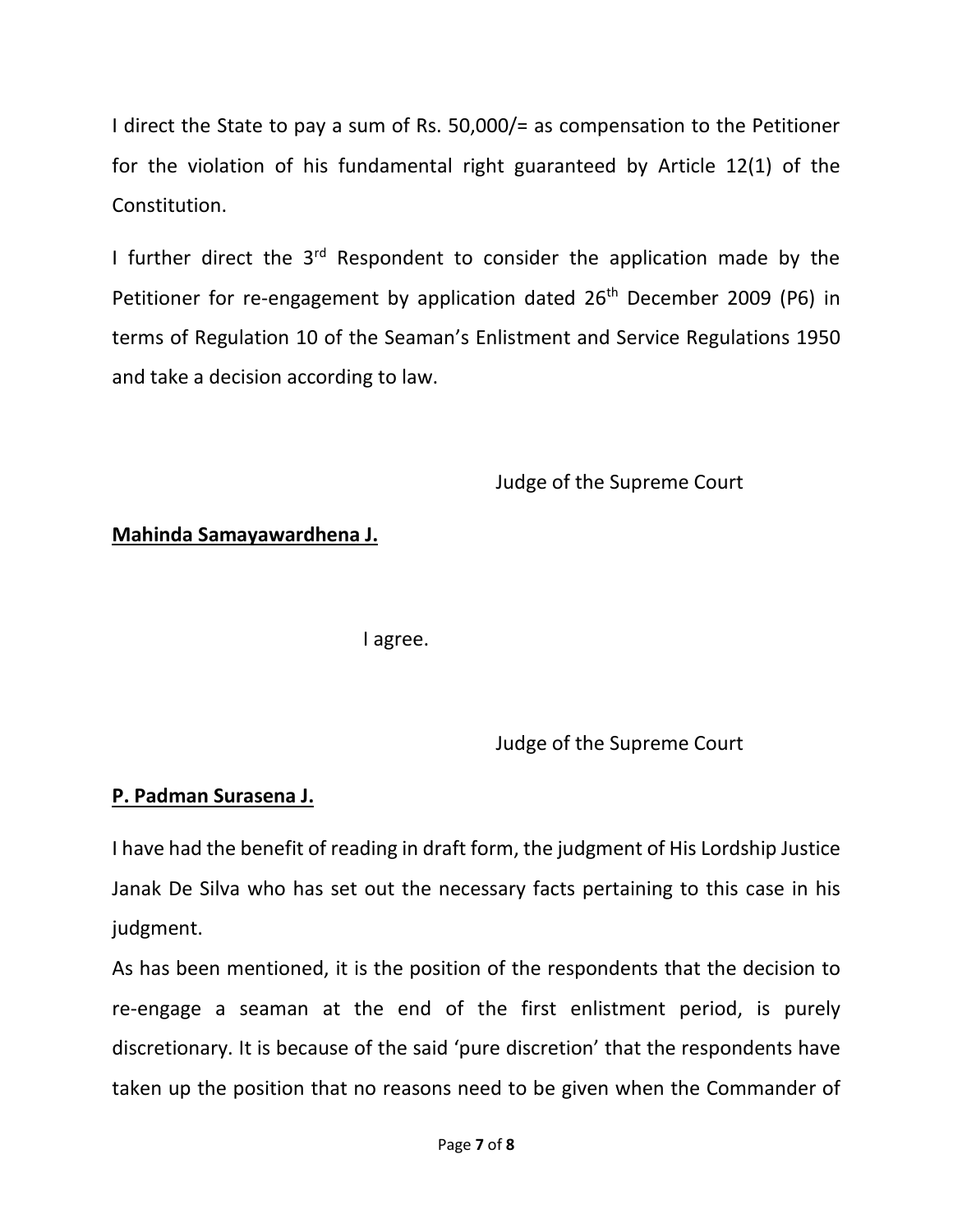I direct the State to pay a sum of Rs. 50,000/= as compensation to the Petitioner for the violation of his fundamental right guaranteed by Article 12(1) of the Constitution.

I further direct the 3rd Respondent to consider the application made by the Petitioner for re-engagement by application dated 26th December 2009 (P6) in terms of Regulation 10 of the Seaman's Enlistment and Service Regulations 1950 and take a decision according to law.

Judge of the Supreme Court

**Mahinda Samayawardhena J.**

I agree.

Judge of the Supreme Court

**P. Padman Surasena J.**

I have had the benefit of reading in draft form, the judgment of His Lordship Justice Janak De Silva who has set out the necessary facts pertaining to this case in his judgment.

As has been mentioned, it is the position of the respondents that the decision to re-engage a seaman at the end of the first enlistment period, is purely discretionary. It is because of the said 'pure discretion' that the respondents have taken up the position that no reasons need to be given when the Commander of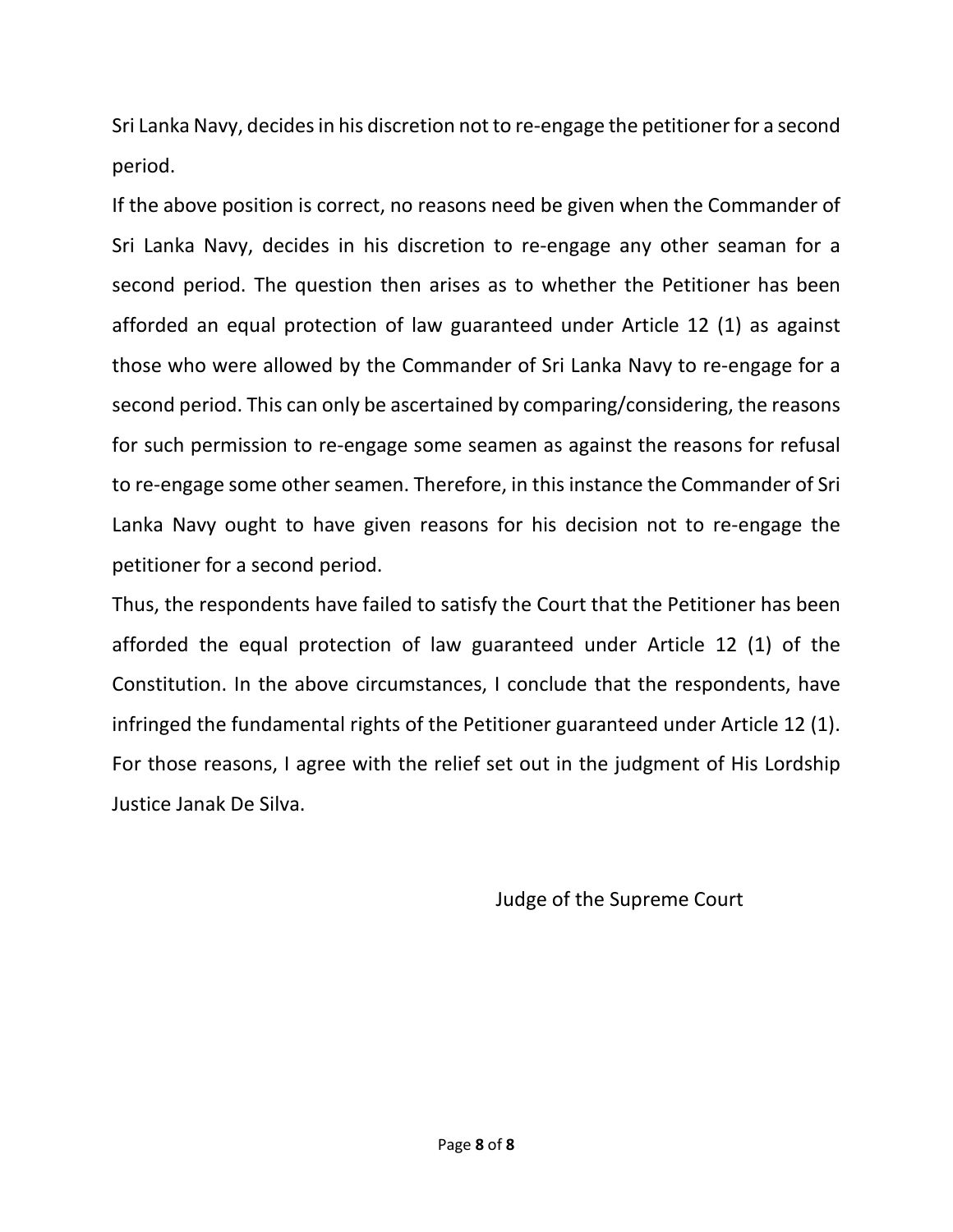Sri Lanka Navy, decides in his discretion not to re-engage the petitioner for a second period.

If the above position is correct, no reasons need be given when the Commander of Sri Lanka Navy, decides in his discretion to re-engage any other seaman for a second period. The question then arises as to whether the Petitioner has been afforded an equal protection of law guaranteed under Article 12 (1) as against those who were allowed by the Commander of Sri Lanka Navy to re-engage for a second period. This can only be ascertained by comparing/considering, the reasons for such permission to re-engage some seamen as against the reasons for refusal to re-engage some other seamen. Therefore, in this instance the Commander of Sri Lanka Navy ought to have given reasons for his decision not to re-engage the petitioner for a second period.

Thus, the respondents have failed to satisfy the Court that the Petitioner has been afforded the equal protection of law guaranteed under Article 12 (1) of the Constitution. In the above circumstances, I conclude that the respondents, have infringed the fundamental rights of the Petitioner guaranteed under Article 12 (1). For those reasons, I agree with the relief set out in the judgment of His Lordship Justice Janak De Silva.

Judge of the Supreme Court